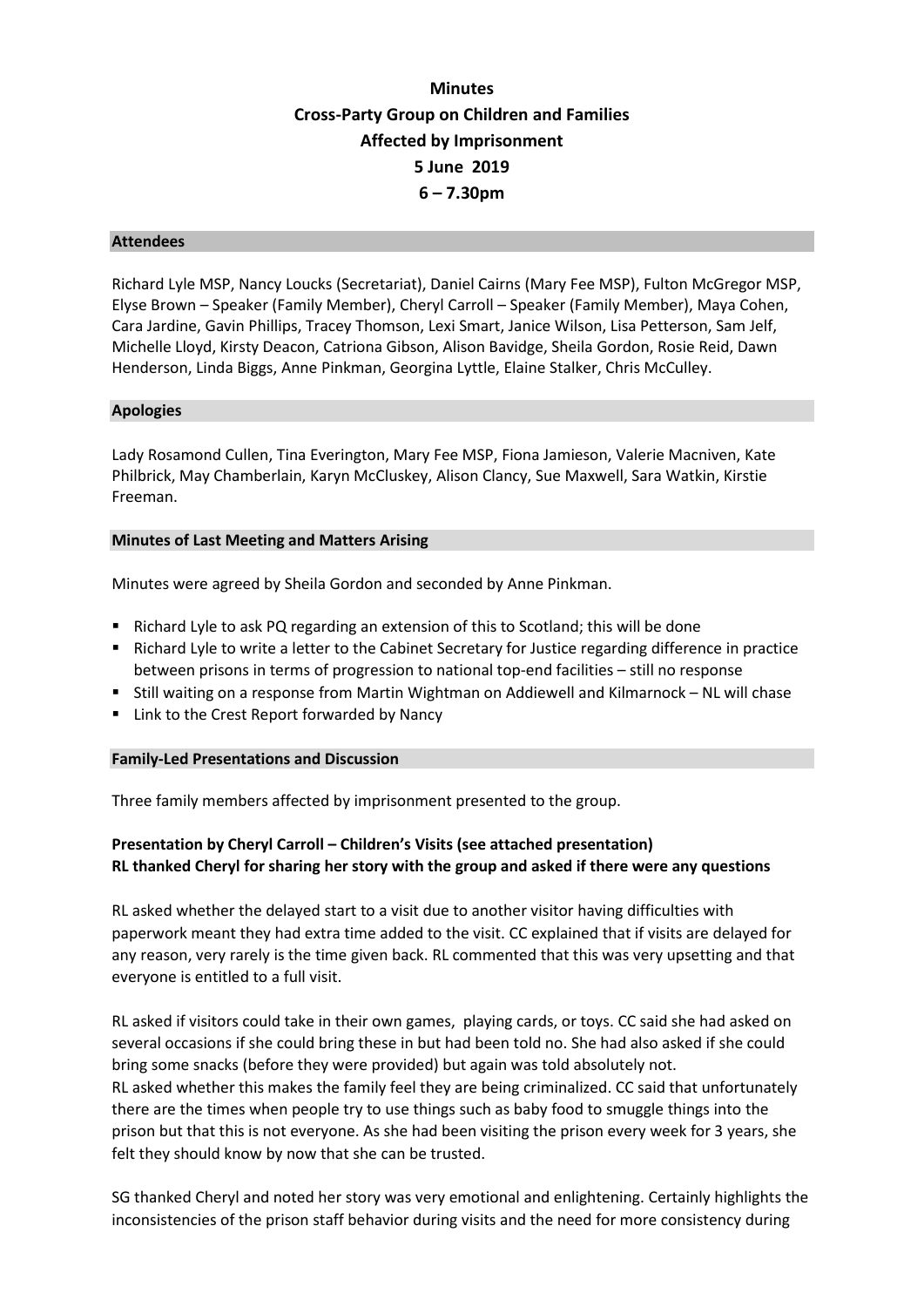# Minutes
# Cross-Party Group on Children and Families Affected by Imprisonment
# 5 June 2019
# 6 – 7.30pm

## Attendees

Richard Lyle MSP, Nancy Loucks (Secretariat), Daniel Cairns (Mary Fee MSP), Fulton McGregor MSP, Elyse Brown – Speaker (Family Member), Cheryl Carroll – Speaker (Family Member), Maya Cohen, Cara Jardine, Gavin Phillips, Tracey Thomson, Lexi Smart, Janice Wilson, Lisa Petterson, Sam Jelf, Michelle Lloyd, Kirsty Deacon, Catriona Gibson, Alison Bavidge, Sheila Gordon, Rosie Reid, Dawn Henderson, Linda Biggs, Anne Pinkman, Georgina Lyttle, Elaine Stalker, Chris McCulley.

## Apologies

Lady Rosamond Cullen, Tina Everington, Mary Fee MSP, Fiona Jamieson, Valerie Macniven, Kate Philbrick, May Chamberlain, Karyn McCluskey, Alison Clancy, Sue Maxwell, Sara Watkin, Kirstie Freeman.

## Minutes of Last Meeting and Matters Arising

Minutes were agreed by Sheila Gordon and seconded by Anne Pinkman.

- Richard Lyle to ask PQ regarding an extension of this to Scotland; this will be done
- Richard Lyle to write a letter to the Cabinet Secretary for Justice regarding difference in practice between prisons in terms of progression to national top-end facilities – still no response
- Still waiting on a response from Martin Wightman on Addiewell and Kilmarnock – NL will chase
- Link to the Crest Report forwarded by Nancy

## Family-Led Presentations and Discussion

Three family members affected by imprisonment presented to the group.

**Presentation by Cheryl Carroll – Children's Visits (see attached presentation)**
**RL thanked Cheryl for sharing her story with the group and asked if there were any questions**

RL asked whether the delayed start to a visit due to another visitor having difficulties with paperwork meant they had extra time added to the visit. CC explained that if visits are delayed for any reason, very rarely is the time given back. RL commented that this was very upsetting and that everyone is entitled to a full visit.

RL asked if visitors could take in their own games, playing cards, or toys. CC said she had asked on several occasions if she could bring these in but had been told no. She had also asked if she could bring some snacks (before they were provided) but again was told absolutely not.
RL asked whether this makes the family feel they are being criminalized. CC said that unfortunately there are the times when people try to use things such as baby food to smuggle things into the prison but that this is not everyone. As she had been visiting the prison every week for 3 years, she felt they should know by now that she can be trusted.

SG thanked Cheryl and noted her story was very emotional and enlightening. Certainly highlights the inconsistencies of the prison staff behavior during visits and the need for more consistency during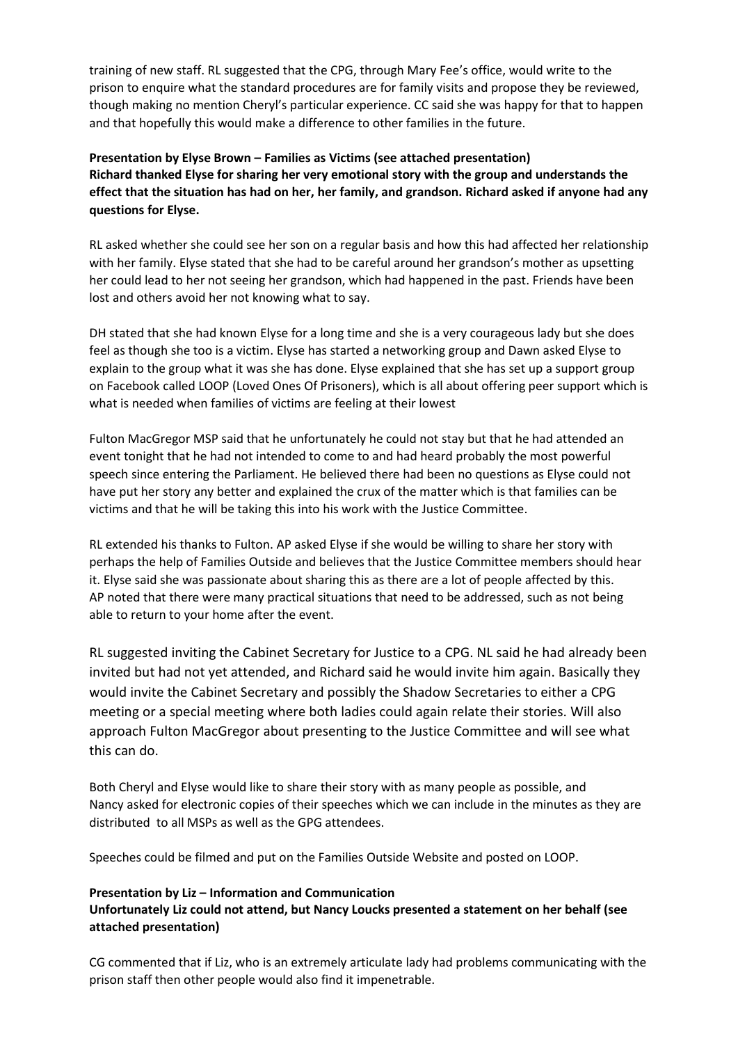training of new staff. RL suggested that the CPG, through Mary Fee's office, would write to the prison to enquire what the standard procedures are for family visits and propose they be reviewed, though making no mention Cheryl's particular experience. CC said she was happy for that to happen and that hopefully this would make a difference to other families in the future.

**Presentation by Elyse Brown – Families as Victims (see attached presentation)**
**Richard thanked Elyse for sharing her very emotional story with the group and understands the effect that the situation has had on her, her family, and grandson. Richard asked if anyone had any questions for Elyse.**

RL asked whether she could see her son on a regular basis and how this had affected her relationship with her family. Elyse stated that she had to be careful around her grandson's mother as upsetting her could lead to her not seeing her grandson, which had happened in the past. Friends have been lost and others avoid her not knowing what to say.

DH stated that she had known Elyse for a long time and she is a very courageous lady but she does feel as though she too is a victim. Elyse has started a networking group and Dawn asked Elyse to explain to the group what it was she has done. Elyse explained that she has set up a support group on Facebook called LOOP (Loved Ones Of Prisoners), which is all about offering peer support which is what is needed when families of victims are feeling at their lowest

Fulton MacGregor MSP said that he unfortunately he could not stay but that he had attended an event tonight that he had not intended to come to and had heard probably the most powerful speech since entering the Parliament. He believed there had been no questions as Elyse could not have put her story any better and explained the crux of the matter which is that families can be victims and that he will be taking this into his work with the Justice Committee.

RL extended his thanks to Fulton. AP asked Elyse if she would be willing to share her story with perhaps the help of Families Outside and believes that the Justice Committee members should hear it. Elyse said she was passionate about sharing this as there are a lot of people affected by this. AP noted that there were many practical situations that need to be addressed, such as not being able to return to your home after the event.

RL suggested inviting the Cabinet Secretary for Justice to a CPG. NL said he had already been invited but had not yet attended, and Richard said he would invite him again. Basically they would invite the Cabinet Secretary and possibly the Shadow Secretaries to either a CPG meeting or a special meeting where both ladies could again relate their stories. Will also approach Fulton MacGregor about presenting to the Justice Committee and will see what this can do.

Both Cheryl and Elyse would like to share their story with as many people as possible, and Nancy asked for electronic copies of their speeches which we can include in the minutes as they are distributed to all MSPs as well as the GPG attendees.

Speeches could be filmed and put on the Families Outside Website and posted on LOOP.

**Presentation by Liz – Information and Communication**
**Unfortunately Liz could not attend, but Nancy Loucks presented a statement on her behalf (see attached presentation)**

CG commented that if Liz, who is an extremely articulate lady had problems communicating with the prison staff then other people would also find it impenetrable.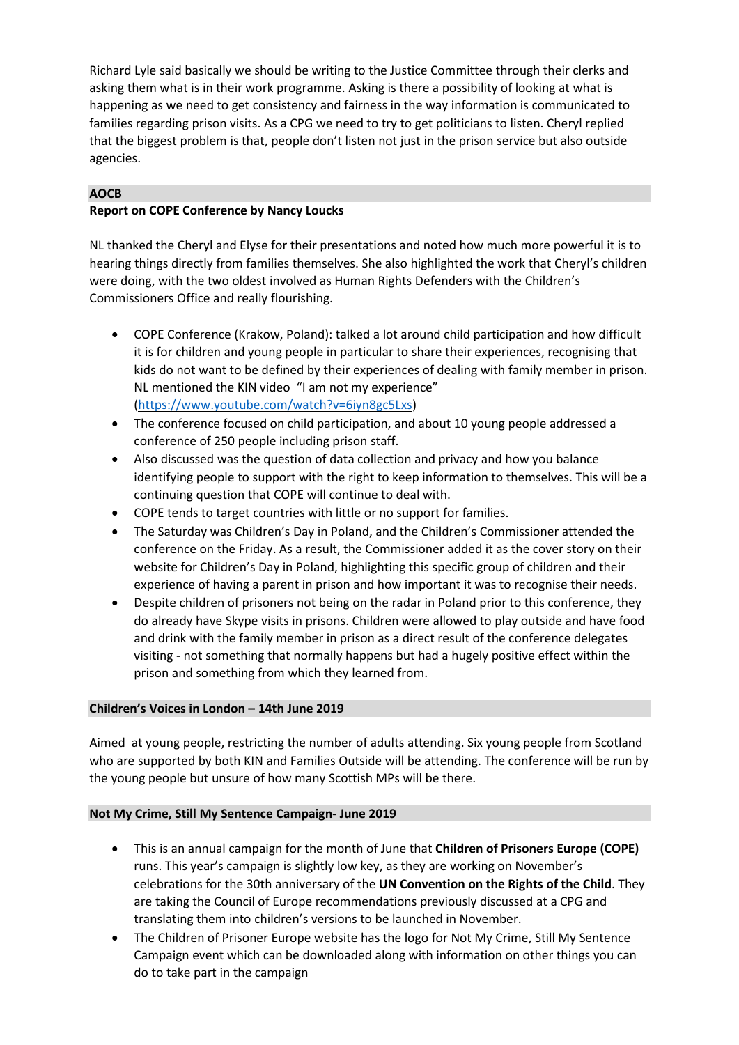Richard Lyle said basically we should be writing to the Justice Committee through their clerks and asking them what is in their work programme. Asking is there a possibility of looking at what is happening as we need to get consistency and fairness in the way information is communicated to families regarding prison visits. As a CPG we need to try to get politicians to listen. Cheryl replied that the biggest problem is that, people don't listen not just in the prison service but also outside agencies.

**AOCB**

**Report on COPE Conference by Nancy Loucks**

NL thanked the Cheryl and Elyse for their presentations and noted how much more powerful it is to hearing things directly from families themselves. She also highlighted the work that Cheryl's children were doing, with the two oldest involved as Human Rights Defenders with the Children's Commissioners Office and really flourishing.

- COPE Conference (Krakow, Poland): talked a lot around child participation and how difficult it is for children and young people in particular to share their experiences, recognising that kids do not want to be defined by their experiences of dealing with family member in prison. NL mentioned the KIN video "I am not my experience" (https://www.youtube.com/watch?v=6iyn8gc5Lxs)
- The conference focused on child participation, and about 10 young people addressed a conference of 250 people including prison staff.
- Also discussed was the question of data collection and privacy and how you balance identifying people to support with the right to keep information to themselves. This will be a continuing question that COPE will continue to deal with.
- COPE tends to target countries with little or no support for families.
- The Saturday was Children's Day in Poland, and the Children's Commissioner attended the conference on the Friday. As a result, the Commissioner added it as the cover story on their website for Children's Day in Poland, highlighting this specific group of children and their experience of having a parent in prison and how important it was to recognise their needs.
- Despite children of prisoners not being on the radar in Poland prior to this conference, they do already have Skype visits in prisons. Children were allowed to play outside and have food and drink with the family member in prison as a direct result of the conference delegates visiting - not something that normally happens but had a hugely positive effect within the prison and something from which they learned from.

**Children's Voices in London – 14th June 2019**

Aimed at young people, restricting the number of adults attending. Six young people from Scotland who are supported by both KIN and Families Outside will be attending. The conference will be run by the young people but unsure of how many Scottish MPs will be there.

**Not My Crime, Still My Sentence Campaign- June 2019**

- This is an annual campaign for the month of June that **Children of Prisoners Europe (COPE)** runs. This year's campaign is slightly low key, as they are working on November's celebrations for the 30th anniversary of the **UN Convention on the Rights of the Child**. They are taking the Council of Europe recommendations previously discussed at a CPG and translating them into children's versions to be launched in November.
- The Children of Prisoner Europe website has the logo for Not My Crime, Still My Sentence Campaign event which can be downloaded along with information on other things you can do to take part in the campaign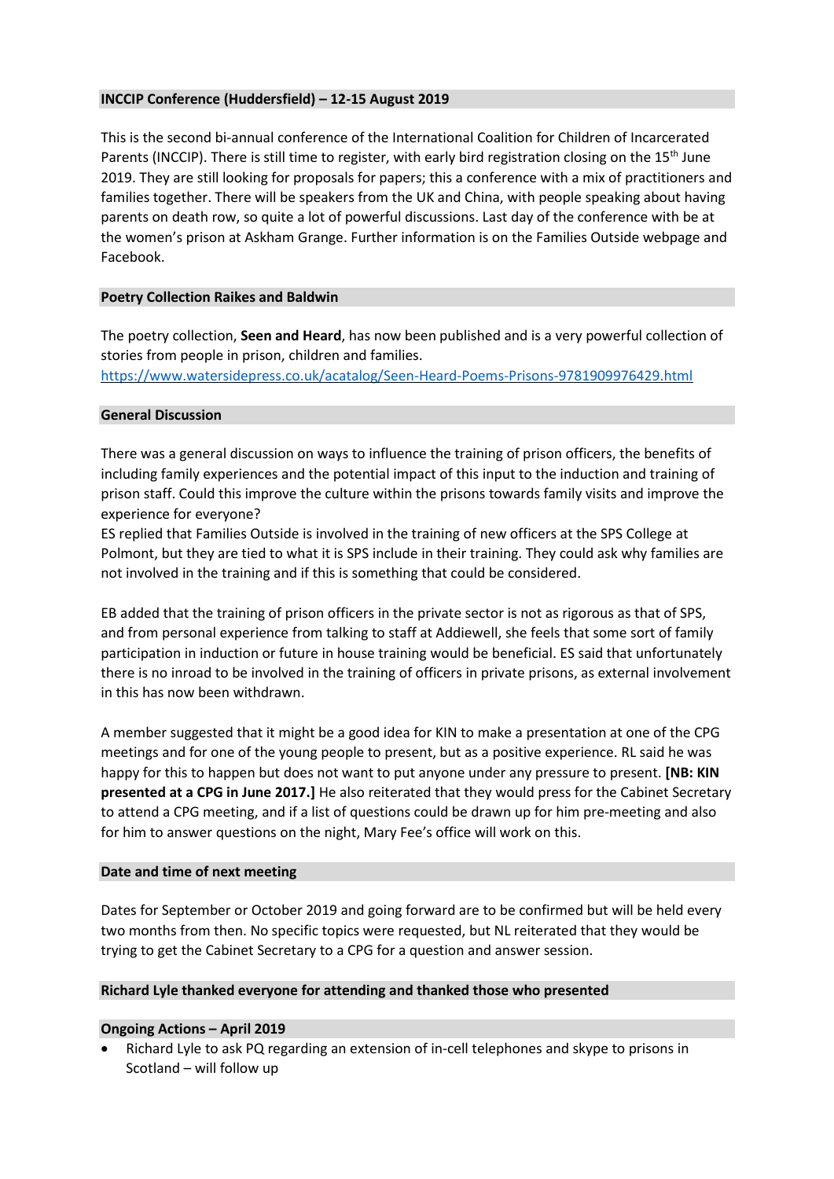## INCCIP Conference (Huddersfield) – 12-15 August 2019

This is the second bi-annual conference of the International Coalition for Children of Incarcerated Parents (INCCIP). There is still time to register, with early bird registration closing on the 15th June 2019. They are still looking for proposals for papers; this a conference with a mix of practitioners and families together. There will be speakers from the UK and China, with people speaking about having parents on death row, so quite a lot of powerful discussions. Last day of the conference with be at the women's prison at Askham Grange. Further information is on the Families Outside webpage and Facebook.

## Poetry Collection Raikes and Baldwin

The poetry collection, **Seen and Heard**, has now been published and is a very powerful collection of stories from people in prison, children and families.
https://www.watersidepress.co.uk/acatalog/Seen-Heard-Poems-Prisons-9781909976429.html

## General Discussion

There was a general discussion on ways to influence the training of prison officers, the benefits of including family experiences and the potential impact of this input to the induction and training of prison staff. Could this improve the culture within the prisons towards family visits and improve the experience for everyone?
ES replied that Families Outside is involved in the training of new officers at the SPS College at Polmont, but they are tied to what it is SPS include in their training. They could ask why families are not involved in the training and if this is something that could be considered.

EB added that the training of prison officers in the private sector is not as rigorous as that of SPS, and from personal experience from talking to staff at Addiewell, she feels that some sort of family participation in induction or future in house training would be beneficial. ES said that unfortunately there is no inroad to be involved in the training of officers in private prisons, as external involvement in this has now been withdrawn.

A member suggested that it might be a good idea for KIN to make a presentation at one of the CPG meetings and for one of the young people to present, but as a positive experience. RL said he was happy for this to happen but does not want to put anyone under any pressure to present. **[NB: KIN presented at a CPG in June 2017.]** He also reiterated that they would press for the Cabinet Secretary to attend a CPG meeting, and if a list of questions could be drawn up for him pre-meeting and also for him to answer questions on the night, Mary Fee's office will work on this.

## Date and time of next meeting

Dates for September or October 2019 and going forward are to be confirmed but will be held every two months from then. No specific topics were requested, but NL reiterated that they would be trying to get the Cabinet Secretary to a CPG for a question and answer session.

## Richard Lyle thanked everyone for attending and thanked those who presented

## Ongoing Actions – April 2019

- Richard Lyle to ask PQ regarding an extension of in-cell telephones and skype to prisons in Scotland – will follow up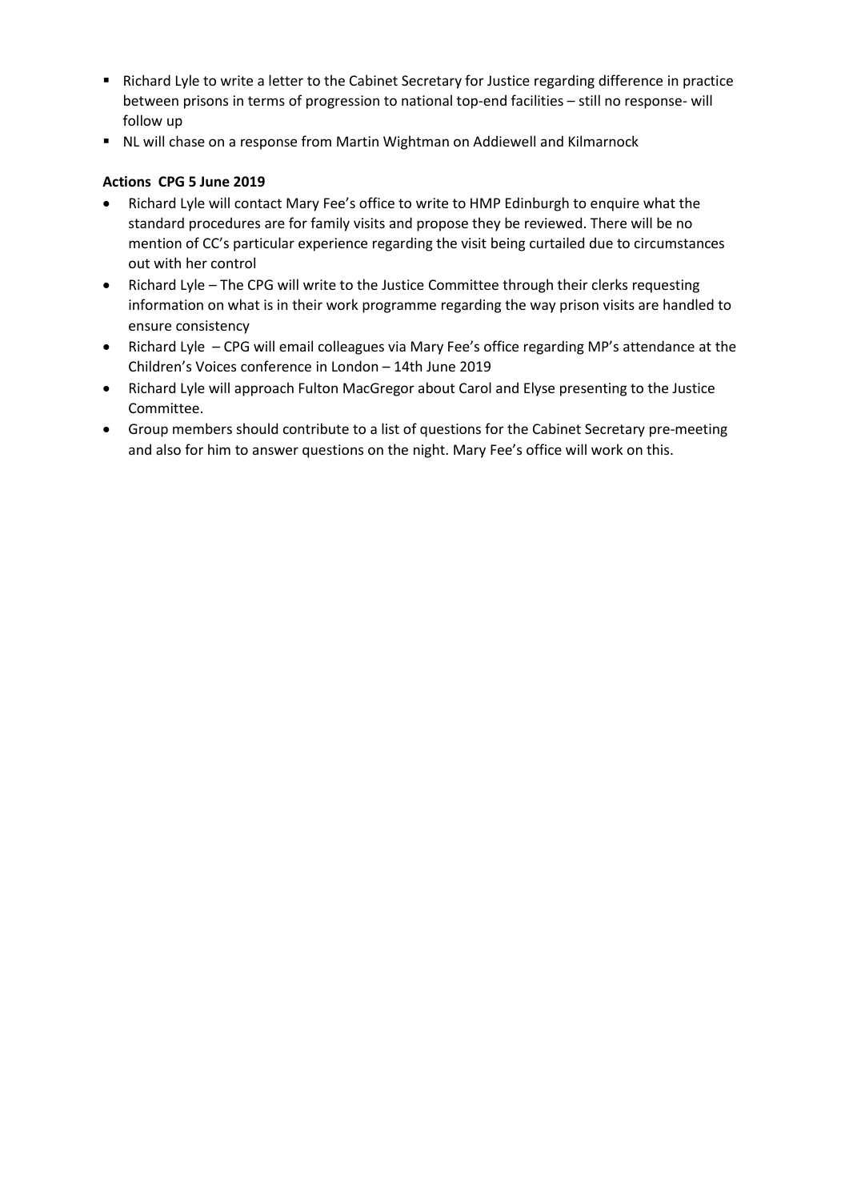- Richard Lyle to write a letter to the Cabinet Secretary for Justice regarding difference in practice between prisons in terms of progression to national top-end facilities – still no response- will follow up
- NL will chase on a response from Martin Wightman on Addiewell and Kilmarnock

**Actions CPG 5 June 2019**

- Richard Lyle will contact Mary Fee's office to write to HMP Edinburgh to enquire what the standard procedures are for family visits and propose they be reviewed. There will be no mention of CC's particular experience regarding the visit being curtailed due to circumstances out with her control
- Richard Lyle – The CPG will write to the Justice Committee through their clerks requesting information on what is in their work programme regarding the way prison visits are handled to ensure consistency
- Richard Lyle – CPG will email colleagues via Mary Fee's office regarding MP's attendance at the Children's Voices conference in London – 14th June 2019
- Richard Lyle will approach Fulton MacGregor about Carol and Elyse presenting to the Justice Committee.
- Group members should contribute to a list of questions for the Cabinet Secretary pre-meeting and also for him to answer questions on the night. Mary Fee's office will work on this.